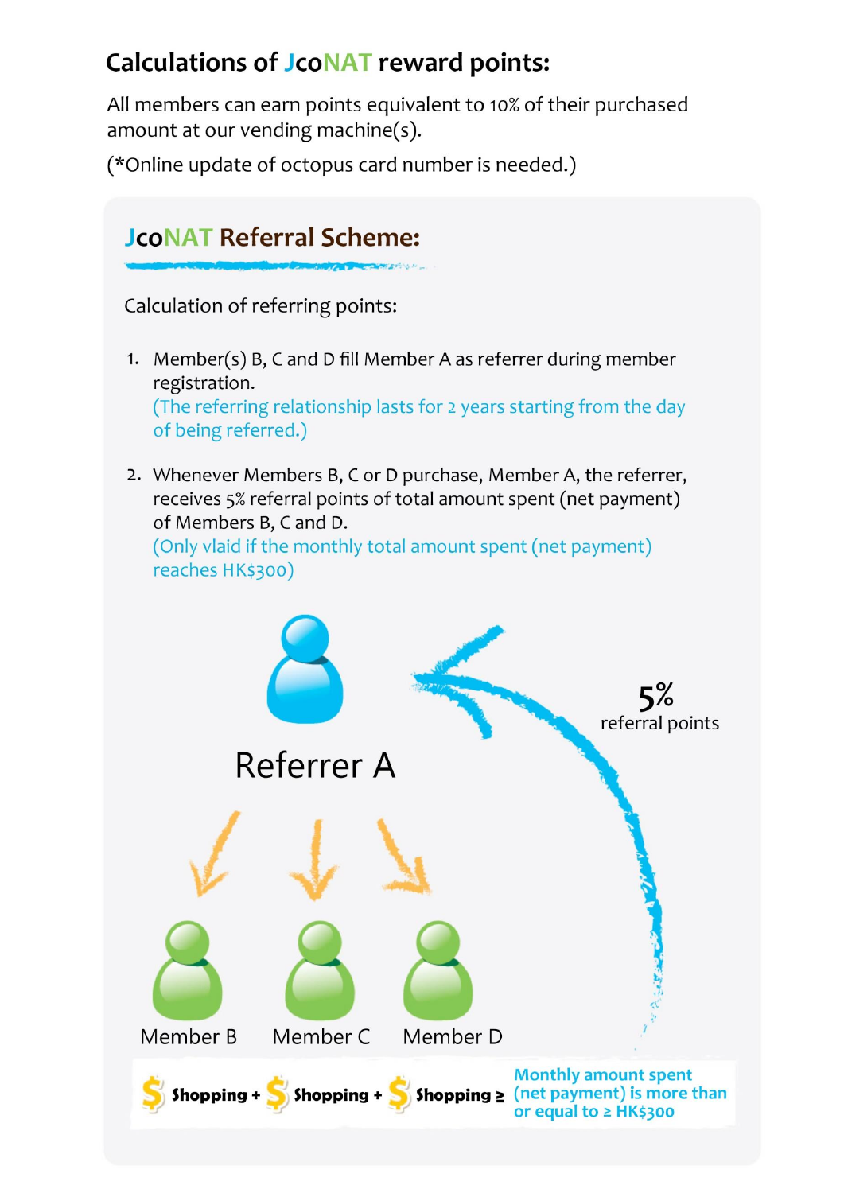## Calculations of JcoNAT reward points:

All members can earn points equivalent to 10% of their purchased amount at our vending machine(s).

(*Online update of octopus card number is needed.)

### JcoNAT Referral Scheme:

Calculation of referring points:

1. Member(s) B, C and D fill Member A as referrer during member registration.
   (The referring relationship lasts for 2 years starting from the day of being referred.)

2. Whenever Members B, C or D purchase, Member A, the referrer, receives 5% referral points of total amount spent (net payment) of Members B, C and D.
   (Only vlaid if the monthly total amount spent (net payment) reaches HK$300)

Referrer A

5%
referral points

Member B

Member C

Member D

$ Shopping + $ Shopping + $ Shopping ≥ Monthly amount spent (net payment) is more than or equal to ≥ HK$300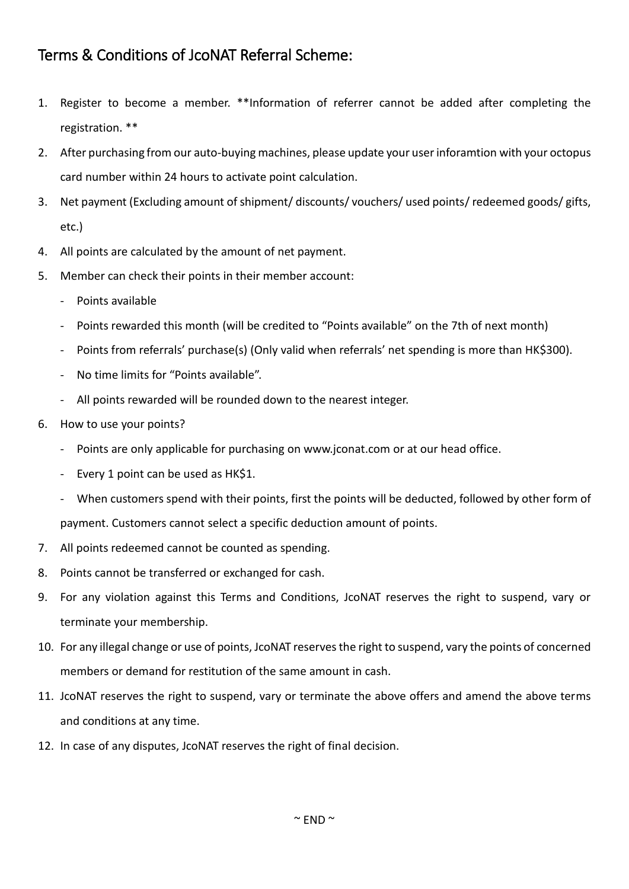## Terms & Conditions of JcoNAT Referral Scheme:

1. Register to become a member. **Information of referrer cannot be added after completing the registration. **
2. After purchasing from our auto-buying machines, please update your user inforamtion with your octopus card number within 24 hours to activate point calculation.
3. Net payment (Excluding amount of shipment/ discounts/ vouchers/ used points/ redeemed goods/ gifts, etc.)
4. All points are calculated by the amount of net payment.
5. Member can check their points in their member account:
   - Points available
   - Points rewarded this month (will be credited to “Points available” on the 7th of next month)
   - Points from referrals’ purchase(s) (Only valid when referrals’ net spending is more than HK$300).
   - No time limits for “Points available”.
   - All points rewarded will be rounded down to the nearest integer.
6. How to use your points?
   - Points are only applicable for purchasing on www.jconat.com or at our head office.
   - Every 1 point can be used as HK$1.
   - When customers spend with their points, first the points will be deducted, followed by other form of payment. Customers cannot select a specific deduction amount of points.
7. All points redeemed cannot be counted as spending.
8. Points cannot be transferred or exchanged for cash.
9. For any violation against this Terms and Conditions, JcoNAT reserves the right to suspend, vary or terminate your membership.
10. For any illegal change or use of points, JcoNAT reserves the right to suspend, vary the points of concerned members or demand for restitution of the same amount in cash.
11. JcoNAT reserves the right to suspend, vary or terminate the above offers and amend the above terms and conditions at any time.
12. In case of any disputes, JcoNAT reserves the right of final decision.

~ END ~